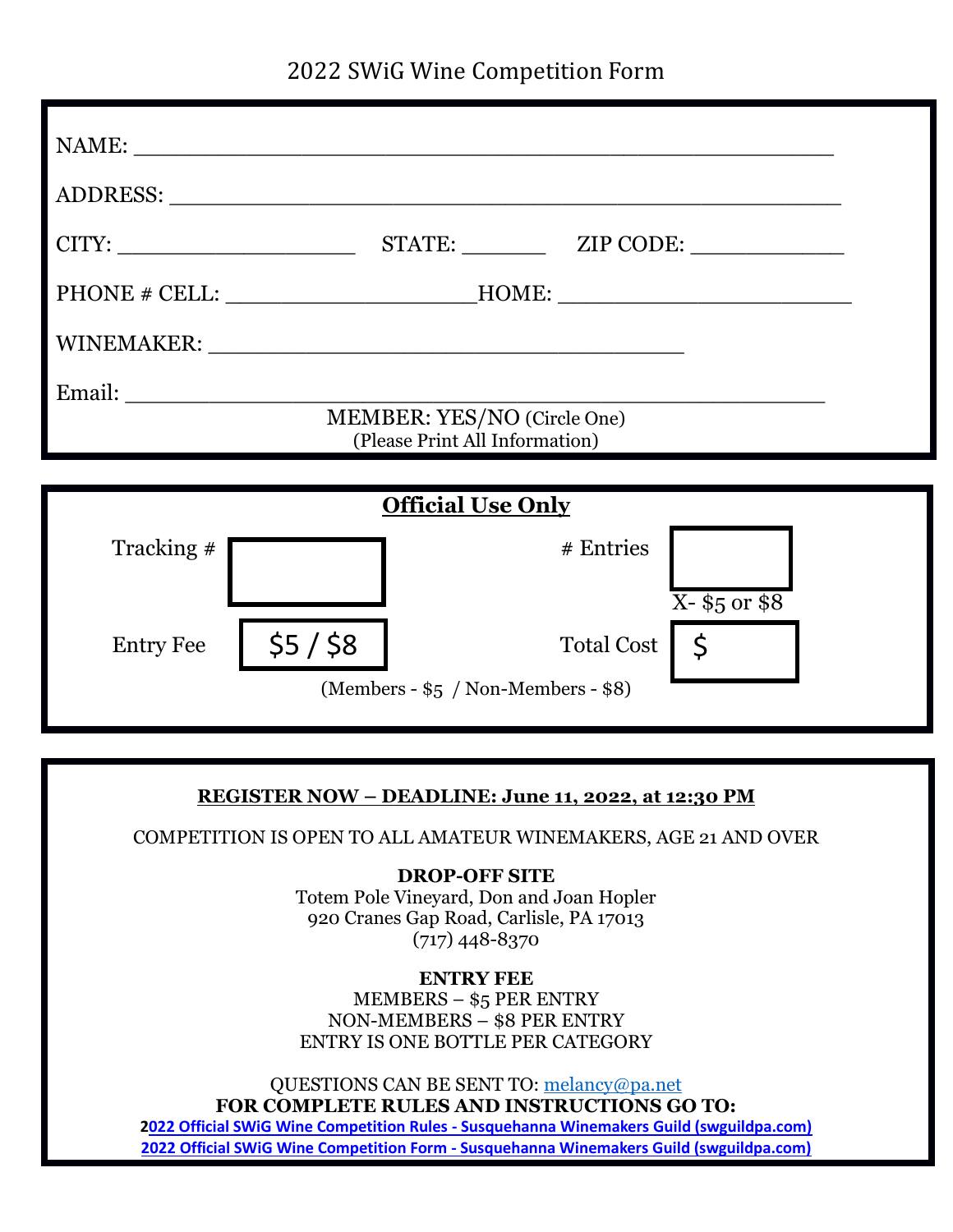# 2022 SWiG Wine Competition Form

NAME: ______________________________________________

ADDRESS: ____________________________________________

CITY: ________________ STATE: ______ ZIP CODE: __________

PHONE # CELL: __________________HOME: ____________________

WINEMAKER: _________________________________

Email: ______________________________________________

MEMBER: YES/NO (Circle One)

(Please Print All Information)

## Official Use Only

| Tracking # | | # Entries | |
|---|---|---|---|
| | | | X- $5 or $8 |
| Entry Fee | $5 / $8 | Total Cost | $ |

(Members - $5 / Non-Members - $8)

**REGISTER NOW – DEADLINE: June 11, 2022, at 12:30 PM**

COMPETITION IS OPEN TO ALL AMATEUR WINEMAKERS, AGE 21 AND OVER

**DROP-OFF SITE**

Totem Pole Vineyard, Don and Joan Hopler
920 Cranes Gap Road, Carlisle, PA 17013
(717) 448-8370

**ENTRY FEE**

MEMBERS – $5 PER ENTRY
NON-MEMBERS – $8 PER ENTRY
ENTRY IS ONE BOTTLE PER CATEGORY

QUESTIONS CAN BE SENT TO: melancy@pa.net

**FOR COMPLETE RULES AND INSTRUCTIONS GO TO:**

**2022 Official SWiG Wine Competition Rules - Susquehanna Winemakers Guild (swguildpa.com)**

**2022 Official SWiG Wine Competition Form - Susquehanna Winemakers Guild (swguildpa.com)**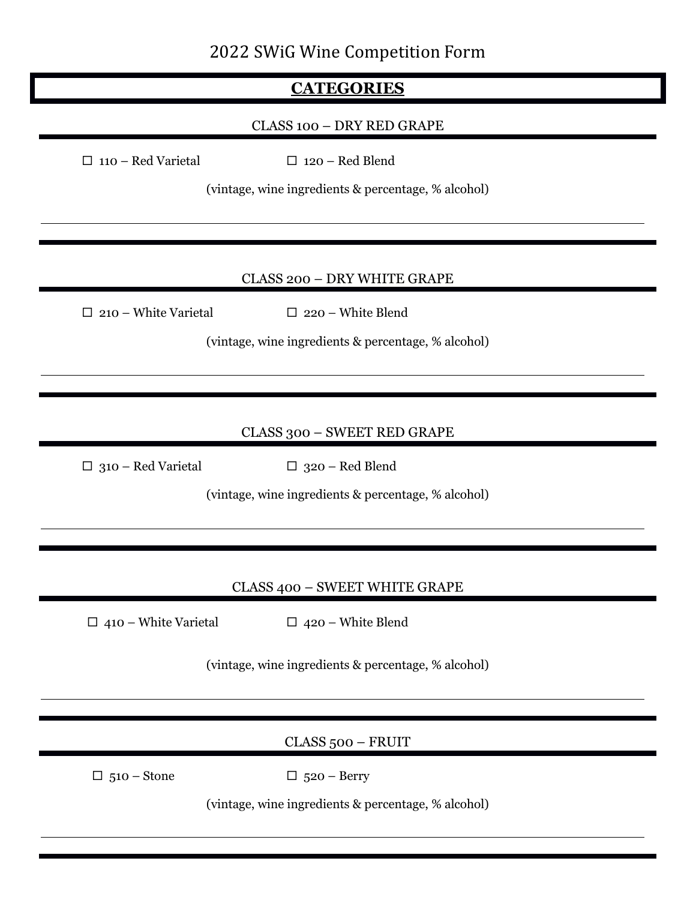# 2022 SWiG Wine Competition Form

## CATEGORIES

### CLASS 100 – DRY RED GRAPE

☐ 110 – Red Varietal ☐ 120 – Red Blend

(vintage, wine ingredients & percentage, % alcohol)

---

### CLASS 200 – DRY WHITE GRAPE

☐ 210 – White Varietal ☐ 220 – White Blend

(vintage, wine ingredients & percentage, % alcohol)

---

### CLASS 300 – SWEET RED GRAPE

☐ 310 – Red Varietal ☐ 320 – Red Blend

(vintage, wine ingredients & percentage, % alcohol)

---

### CLASS 400 – SWEET WHITE GRAPE

☐ 410 – White Varietal ☐ 420 – White Blend

(vintage, wine ingredients & percentage, % alcohol)

---

### CLASS 500 – FRUIT

☐ 510 – Stone ☐ 520 – Berry

(vintage, wine ingredients & percentage, % alcohol)

---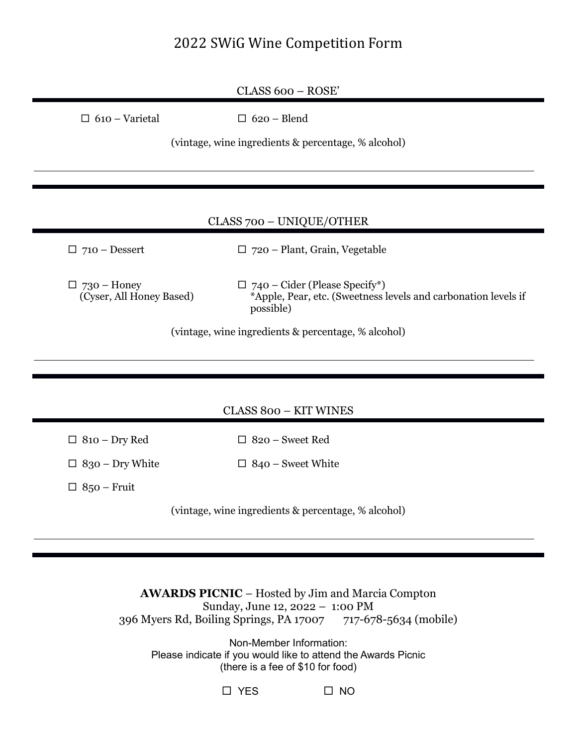# 2022 SWiG Wine Competition Form

## CLASS 600 – ROSE'

☐ 610 – Varietal ☐ 620 – Blend

(vintage, wine ingredients & percentage, % alcohol)

---

## CLASS 700 – UNIQUE/OTHER

☐ 710 – Dessert ☐ 720 – Plant, Grain, Vegetable

☐ 730 – Honey (Cyser, All Honey Based)

☐ 740 – Cider (Please Specify*) *Apple, Pear, etc. (Sweetness levels and carbonation levels if possible)

(vintage, wine ingredients & percentage, % alcohol)

---

## CLASS 800 – KIT WINES

☐ 810 – Dry Red ☐ 820 – Sweet Red

☐ 830 – Dry White ☐ 840 – Sweet White

☐ 850 – Fruit

(vintage, wine ingredients & percentage, % alcohol)

---

**AWARDS PICNIC** – Hosted by Jim and Marcia Compton
Sunday, June 12, 2022 – 1:00 PM
396 Myers Rd, Boiling Springs, PA 17007 717-678-5634 (mobile)

Non-Member Information:
Please indicate if you would like to attend the Awards Picnic
(there is a fee of $10 for food)

☐ YES ☐ NO